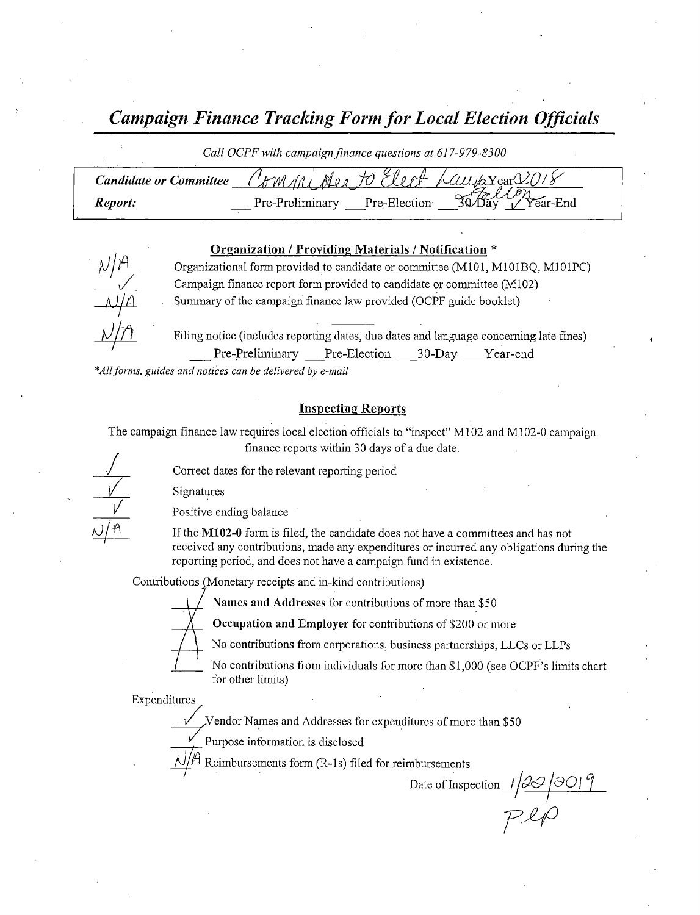# *Campaign Finance Tracking Form for Local Election Officials*

*Call OCPF with campaign finance questions at 617-979-8300*

**Candidate or Committee** Committee to Elect Laura Year 2018

**Report:** \_\_\_ Pre-Preliminary \_\_\_ Pre-Election \_\_\_ 30-Day Election ✓ Year-End

## Organization / Providing Materials / Notification *

N/A Organizational form provided to candidate or committee (M101, M101BQ, M101PC)

✓ Campaign finance report form provided to candidate or committee (M102)

N/A Summary of the campaign finance law provided (OCPF guide booklet)

N/A Filing notice (includes reporting dates, due dates and language concerning late fines)
\_\_\_ Pre-Preliminary \_\_\_ Pre-Election \_\_\_ 30-Day \_\_\_ Year-end

*\*All forms, guides and notices can be delivered by e-mail.*

## Inspecting Reports

The campaign finance law requires local election officials to "inspect" M102 and M102-0 campaign finance reports within 30 days of a due date.

✓ Correct dates for the relevant reporting period

✓ Signatures

✓ Positive ending balance

N/A If the **M102-0** form is filed, the candidate does not have a committees and has not received any contributions, made any expenditures or incurred any obligations during the reporting period, and does not have a campaign fund in existence.

Contributions (Monetary receipts and in-kind contributions)

✓ **Names and Addresses** for contributions of more than $50

✓ **Occupation and Employer** for contributions of $200 or more

✓ No contributions from corporations, business partnerships, LLCs or LLPs

✓ No contributions from individuals for more than $1,000 (see OCPF's limits chart for other limits)

Expenditures

✓ Vendor Names and Addresses for expenditures of more than $50

✓ Purpose information is disclosed

N/A Reimbursements form (R-1s) filed for reimbursements

Date of Inspection 1/22/2019

PLP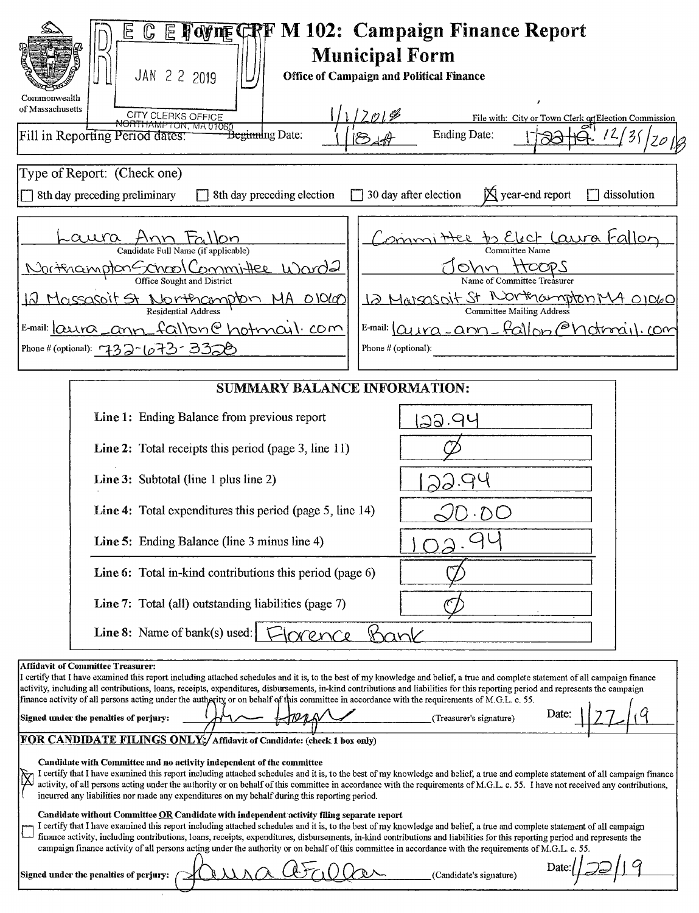RECEIVED
JAN 22 2019
CITY CLERKS OFFICE
NORTHAMPTON, MA 01060

Commonwealth of Massachusetts

# Form CPF M 102: Campaign Finance Report
## Municipal Form
**Office of Campaign and Political Finance**

File with: City or Town Clerk or Election Commission

Fill in Reporting Period dates: Beginning Date: 1/1/2018 ~~1/18~~ Ending Date: ~~1/22/19~~ 12/31/2018

Type of Report: (Check one)

- [ ] 8th day preceding preliminary
- [ ] 8th day preceding election
- [ ] 30 day after election
- [x] year-end report
- [ ] dissolution

| | |
|---|---|
| Laura Ann Fallon | Committee to Elect Laura Fallon |
| Candidate Full Name (if applicable) | Committee Name |
| Northampton School Committee Ward 2 | John Hoops |
| Office Sought and District | Name of Committee Treasurer |
| 12 Massasoit St Northampton MA 01060 | 12 Massasoit St Northampton MA 01060 |
| Residential Address | Committee Mailing Address |
| E-mail: laura_ann_fallon@hotmail.com | E-mail: laura_ann_fallon@hotmail.com |
| Phone # (optional): 732-673-3328 | Phone # (optional): |

### SUMMARY BALANCE INFORMATION:

| | |
|---|---|
| **Line 1:** Ending Balance from previous report | 122.94 |
| **Line 2:** Total receipts this period (page 3, line 11) | Ø |
| **Line 3:** Subtotal (line 1 plus line 2) | 122.94 |
| **Line 4:** Total expenditures this period (page 5, line 14) | 20.00 |
| **Line 5:** Ending Balance (line 3 minus line 4) | 102.94 |
| **Line 6:** Total in-kind contributions this period (page 6) | Ø |
| **Line 7:** Total (all) outstanding liabilities (page 7) | Ø |
| **Line 8:** Name of bank(s) used: | Florence Bank |

**Affidavit of Committee Treasurer:**
I certify that I have examined this report including attached schedules and it is, to the best of my knowledge and belief, a true and complete statement of all campaign finance activity, including all contributions, loans, receipts, expenditures, disbursements, in-kind contributions and liabilities for this reporting period and represents the campaign finance activity of all persons acting under the authority or on behalf of this committee in accordance with the requirements of M.G.L. c. 55.

**Signed under the penalties of perjury:** [signature] (Treasurer's signature) Date: 1/27/19

**FOR CANDIDATE FILINGS ONLY:** Affidavit of Candidate: (check 1 box only)

- [x] **Candidate with Committee and no activity independent of the committee**
I certify that I have examined this report including attached schedules and it is, to the best of my knowledge and belief, a true and complete statement of all campaign finance activity, of all persons acting under the authority or on behalf of this committee in accordance with the requirements of M.G.L. c. 55. I have not received any contributions, incurred any liabilities nor made any expenditures on my behalf during this reporting period.

- [ ] **Candidate without Committee OR Candidate with independent activity filing separate report**
I certify that I have examined this report including attached schedules and it is, to the best of my knowledge and belief, a true and complete statement of all campaign finance activity, including contributions, loans, receipts, expenditures, disbursements, in-kind contributions and liabilities for this reporting period and represents the campaign finance activity of all persons acting under the authority or on behalf of this committee in accordance with the requirements of M.G.L. c. 55.

**Signed under the penalties of perjury:** [signature] (Candidate's signature) Date: 1/22/19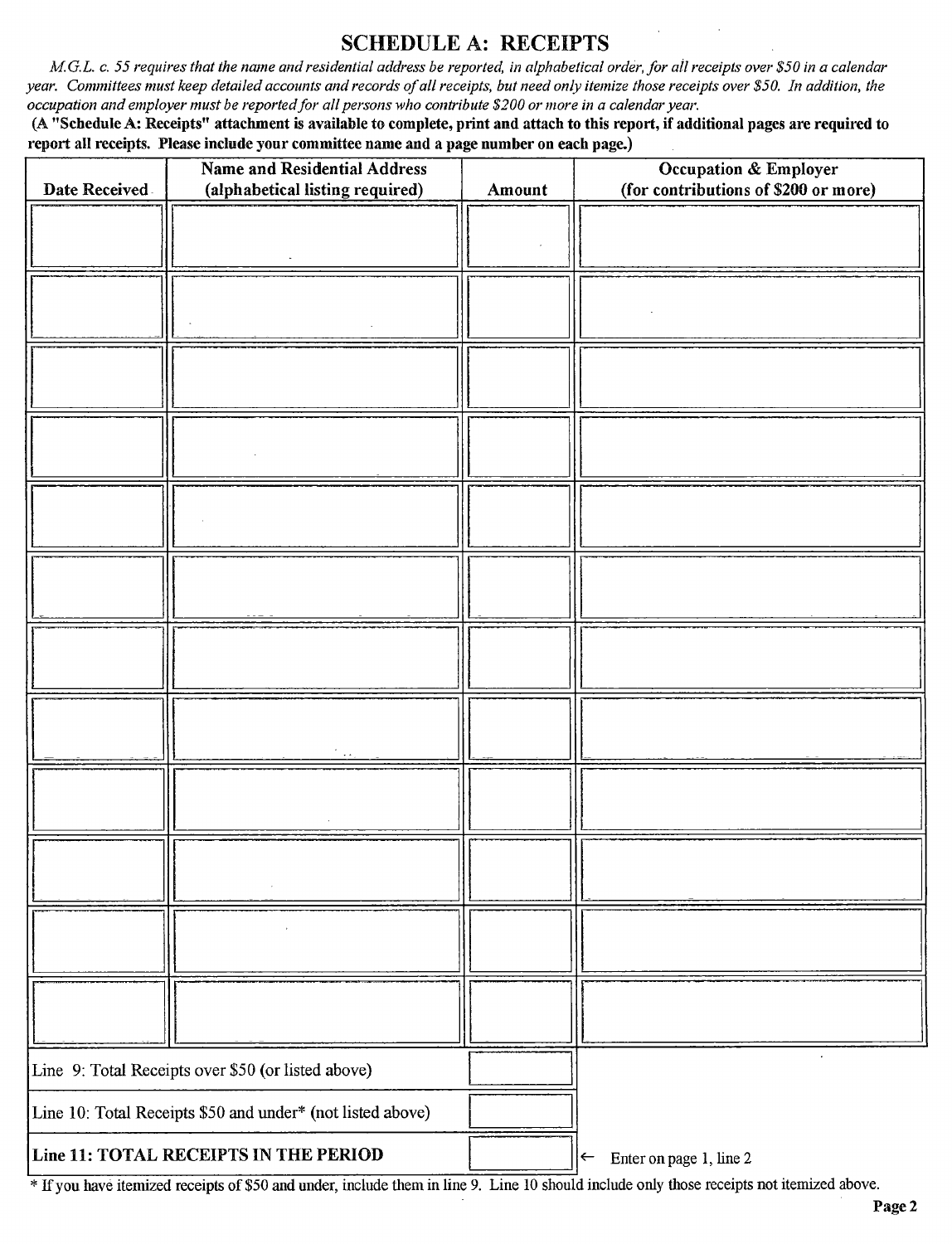## SCHEDULE A: RECEIPTS

*M.G.L. c. 55 requires that the name and residential address be reported, in alphabetical order, for all receipts over $50 in a calendar year. Committees must keep detailed accounts and records of all receipts, but need only itemize those receipts over $50. In addition, the occupation and employer must be reported for all persons who contribute $200 or more in a calendar year.*

**(A "Schedule A: Receipts" attachment is available to complete, print and attach to this report, if additional pages are required to report all receipts. Please include your committee name and a page number on each page.)**

| Date Received | Name and Residential Address (alphabetical listing required) | Amount | Occupation & Employer (for contributions of $200 or more) |
|---|---|---|---|
| | | | |
| | | | |
| | | | |
| | | | |
| | | | |
| | | | |
| | | | |
| | | | |
| | | | |
| | | | |
| | | | |
| | | | |

| | | |
|---|---|---|
| Line 9: Total Receipts over $50 (or listed above) | | |
| Line 10: Total Receipts $50 and under* (not listed above) | | |
| **Line 11: TOTAL RECEIPTS IN THE PERIOD** | | ← Enter on page 1, line 2 |

* If you have itemized receipts of $50 and under, include them in line 9. Line 10 should include only those receipts not itemized above.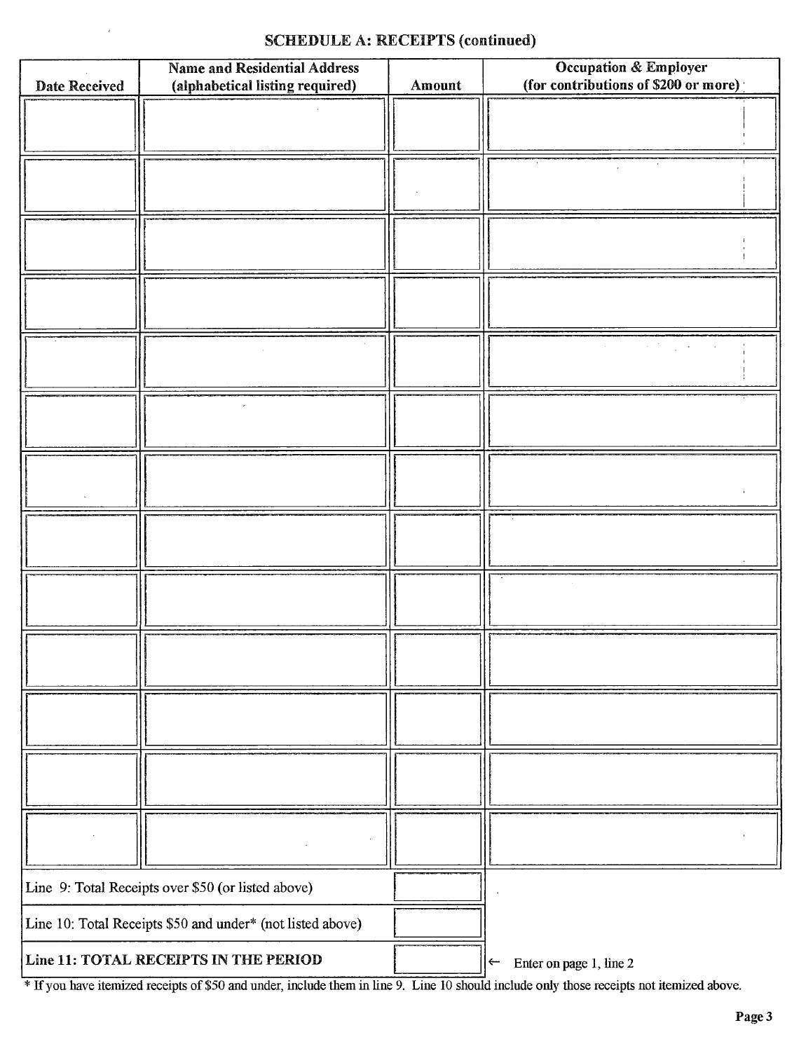## SCHEDULE A: RECEIPTS (continued)

| Date Received | Name and Residential Address (alphabetical listing required) | Amount | Occupation & Employer (for contributions of $200 or more) |
|---|---|---|---|
| | | | |
| | | | |
| | | | |
| | | | |
| | | | |
| | | | |
| | | | |
| | | | |
| | | | |
| | | | |
| | | | |
| | | | |
| | | | |

| | | |
|---|---|---|
| Line 9: Total Receipts over $50 (or listed above) | | |
| Line 10: Total Receipts $50 and under* (not listed above) | | |
| **Line 11: TOTAL RECEIPTS IN THE PERIOD** | | ← Enter on page 1, line 2 |

* If you have itemized receipts of $50 and under, include them in line 9. Line 10 should include only those receipts not itemized above.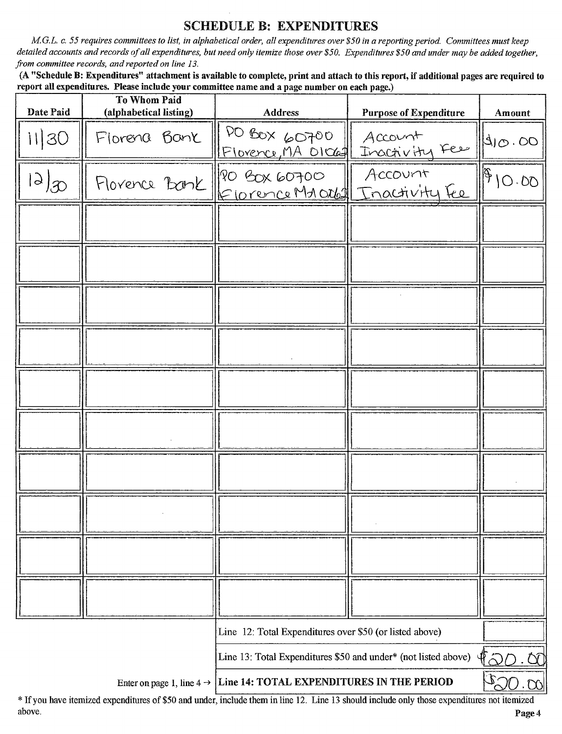## SCHEDULE B: EXPENDITURES

*M.G.L. c. 55 requires committees to list, in alphabetical order, all expenditures over $50 in a reporting period. Committees must keep detailed accounts and records of all expenditures, but need only itemize those over $50. Expenditures $50 and under may be added together, from committee records, and reported on line 13.*

**(A "Schedule B: Expenditures" attachment is available to complete, print and attach to this report, if additional pages are required to report all expenditures. Please include your committee name and a page number on each page.)**

| Date Paid | To Whom Paid (alphabetical listing) | Address | Purpose of Expenditure | Amount |
|---|---|---|---|---|
| 11/30 | Florena Bank | PO Box 60700 Florence, MA 01062 | Account Inactivity Fee | $10.00 |
| 12/30 | Florence Bank | PO Box 60700 Florence MA 01062 | Account Inactivity Fee | $10.00 |
| | | | | |
| | | | | |
| | | | | |
| | | | | |
| | | | | |
| | | | | |
| | | | | |
| | | | | |
| | | | | |
| | | | | |

| | |
|---|---|
| Line 12: Total Expenditures over $50 (or listed above) | |
| Line 13: Total Expenditures $50 and under* (not listed above) | $20.00 |
| Enter on page 1, line 4 → **Line 14: TOTAL EXPENDITURES IN THE PERIOD** | $20.00 |

* If you have itemized expenditures of $50 and under, include them in line 12. Line 13 should include only those expenditures not itemized above.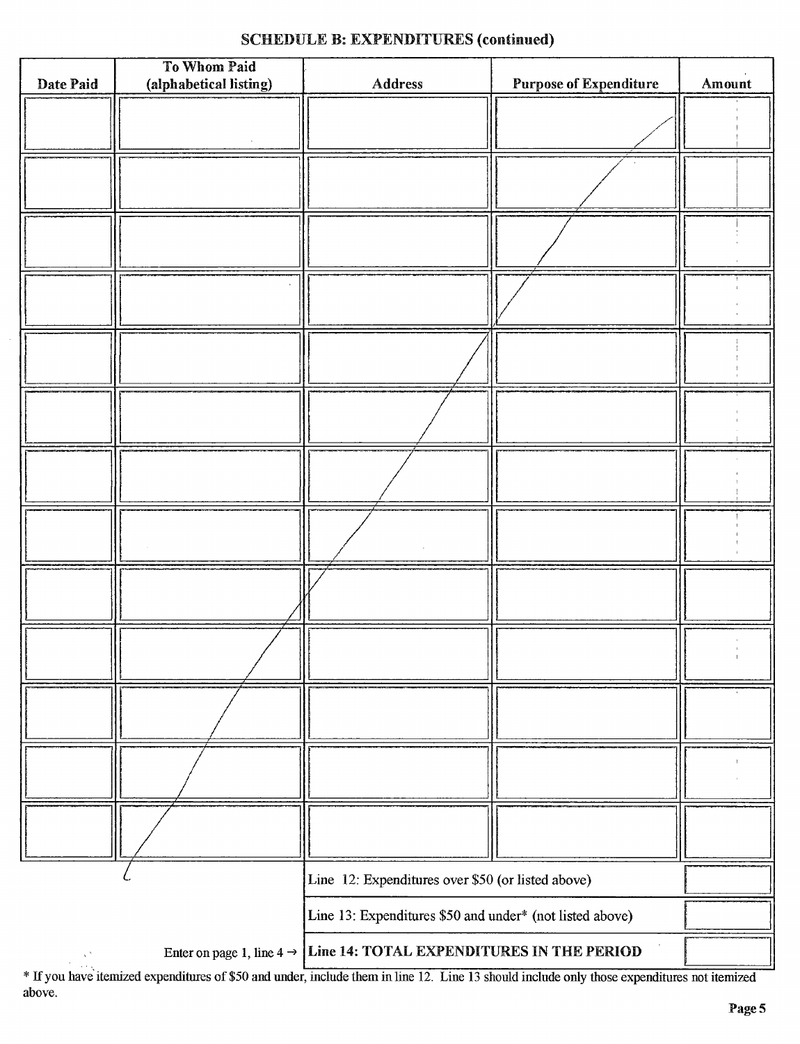**SCHEDULE B: EXPENDITURES (continued)**

| Date Paid | To Whom Paid (alphabetical listing) | Address | Purpose of Expenditure | Amount |
|---|---|---|---|---|
| | | | | |
| | | | | |
| | | | | |
| | | | | |
| | | | | |
| | | | | |
| | | | | |
| | | | | |
| | | | | |
| | | | | |
| | | | | |
| | | | | |
| | | | | |

| | |
|---|---|
| Line 12: Expenditures over $50 (or listed above) | |
| Line 13: Expenditures $50 and under* (not listed above) | |
| Enter on page 1, line 4 → **Line 14: TOTAL EXPENDITURES IN THE PERIOD** | |

* If you have itemized expenditures of $50 and under, include them in line 12. Line 13 should include only those expenditures not itemized above.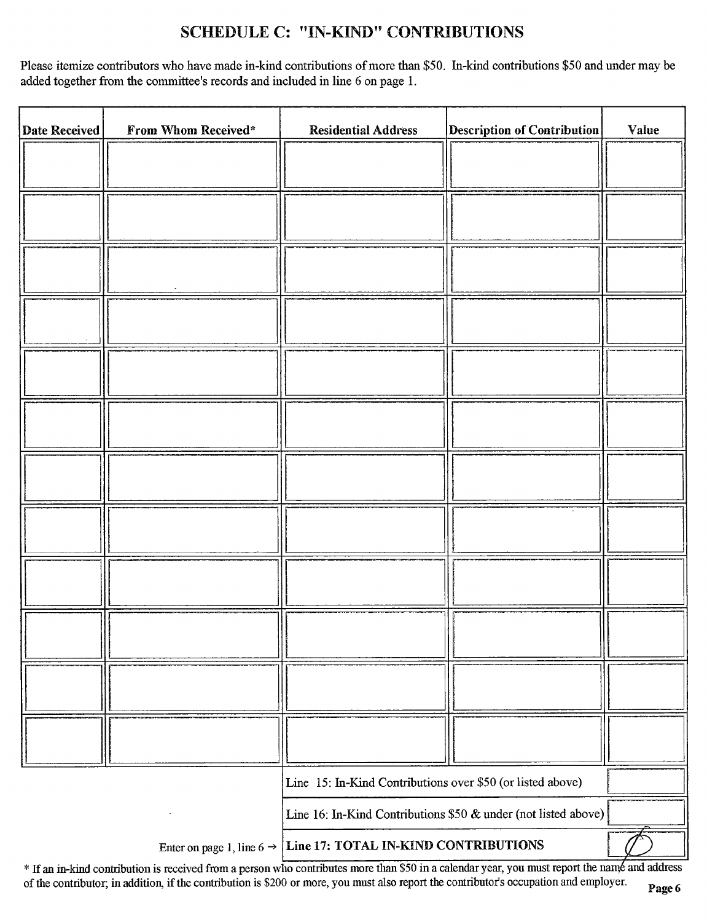## SCHEDULE C: "IN-KIND" CONTRIBUTIONS

Please itemize contributors who have made in-kind contributions of more than $50. In-kind contributions $50 and under may be added together from the committee's records and included in line 6 on page 1.

| Date Received | From Whom Received* | Residential Address | Description of Contribution | Value |
|---|---|---|---|---|
| | | | | |
| | | | | |
| | | | | |
| | | | | |
| | | | | |
| | | | | |
| | | | | |
| | | | | |
| | | | | |
| | | | | |
| | | | | |
| | | | | |

| | |
|---|---|
| Line 15: In-Kind Contributions over $50 (or listed above) | |
| Line 16: In-Kind Contributions $50 & under (not listed above) | |
| Enter on page 1, line 6 → **Line 17: TOTAL IN-KIND CONTRIBUTIONS** | Ø |

\* If an in-kind contribution is received from a person who contributes more than $50 in a calendar year, you must report the name and address of the contributor; in addition, if the contribution is $200 or more, you must also report the contributor's occupation and employer.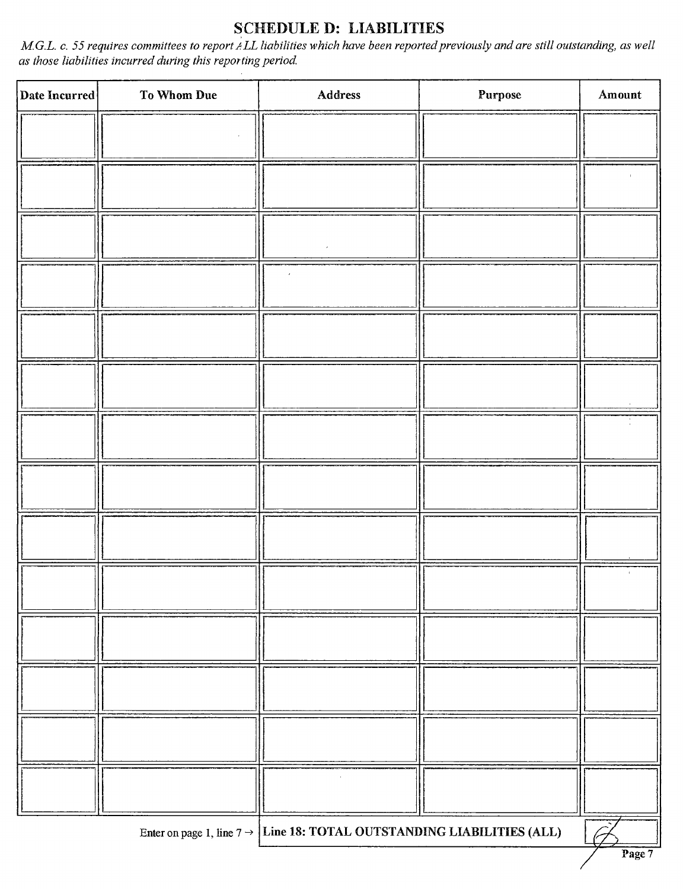## SCHEDULE D: LIABILITIES

*M.G.L. c. 55 requires committees to report ALL liabilities which have been reported previously and are still outstanding, as well as those liabilities incurred during this reporting period.*

| Date Incurred | To Whom Due | Address | Purpose | Amount |
|---|---|---|---|---|
| | | | | |
| | | | | |
| | | | | |
| | | | | |
| | | | | |
| | | | | |
| | | | | |
| | | | | |
| | | | | |
| | | | | |
| | | | | |
| | | | | |
| | | | | |
| | | | | |

Enter on page 1, line 7 → **Line 18: TOTAL OUTSTANDING LIABILITIES (ALL)** 0